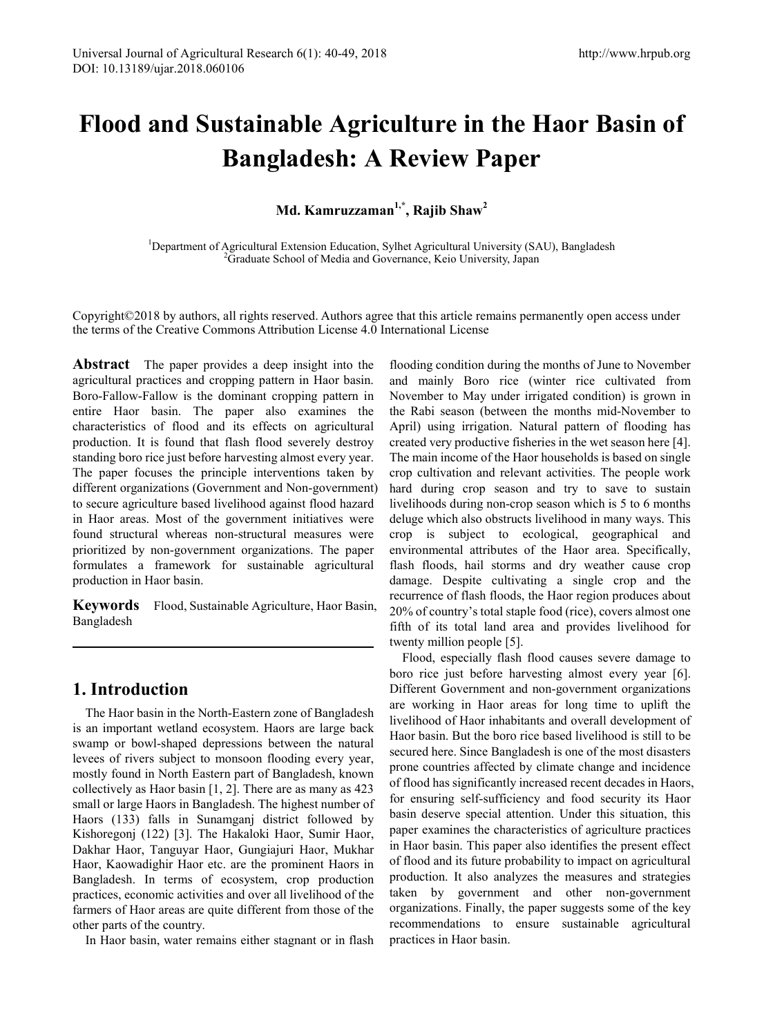# Flood and Sustainable Agriculture in the Haor Basin of Bangladesh: A Review Paper

**Md. Kamruzzaman[1,*], Rajib Shaw[2]**

[1]Department of Agricultural Extension Education, Sylhet Agricultural University (SAU), Bangladesh
[2]Graduate School of Media and Governance, Keio University, Japan

Copyright©2018 by authors, all rights reserved. Authors agree that this article remains permanently open access under the terms of the Creative Commons Attribution License 4.0 International License

**Abstract** The paper provides a deep insight into the agricultural practices and cropping pattern in Haor basin. Boro-Fallow-Fallow is the dominant cropping pattern in entire Haor basin. The paper also examines the characteristics of flood and its effects on agricultural production. It is found that flash flood severely destroy standing boro rice just before harvesting almost every year. The paper focuses the principle interventions taken by different organizations (Government and Non-government) to secure agriculture based livelihood against flood hazard in Haor areas. Most of the government initiatives were found structural whereas non-structural measures were prioritized by non-government organizations. The paper formulates a framework for sustainable agricultural production in Haor basin.

**Keywords** Flood, Sustainable Agriculture, Haor Basin, Bangladesh

## 1. Introduction

The Haor basin in the North-Eastern zone of Bangladesh is an important wetland ecosystem. Haors are large back swamp or bowl-shaped depressions between the natural levees of rivers subject to monsoon flooding every year, mostly found in North Eastern part of Bangladesh, known collectively as Haor basin [1, 2]. There are as many as 423 small or large Haors in Bangladesh. The highest number of Haors (133) falls in Sunamganj district followed by Kishoregonj (122) [3]. The Hakaloki Haor, Sumir Haor, Dakhar Haor, Tanguyar Haor, Gungiajuri Haor, Mukhar Haor, Kaowadighir Haor etc. are the prominent Haors in Bangladesh. In terms of ecosystem, crop production practices, economic activities and over all livelihood of the farmers of Haor areas are quite different from those of the other parts of the country.

In Haor basin, water remains either stagnant or in flash flooding condition during the months of June to November and mainly Boro rice (winter rice cultivated from November to May under irrigated condition) is grown in the Rabi season (between the months mid-November to April) using irrigation. Natural pattern of flooding has created very productive fisheries in the wet season here [4]. The main income of the Haor households is based on single crop cultivation and relevant activities. The people work hard during crop season and try to save to sustain livelihoods during non-crop season which is 5 to 6 months deluge which also obstructs livelihood in many ways. This crop is subject to ecological, geographical and environmental attributes of the Haor area. Specifically, flash floods, hail storms and dry weather cause crop damage. Despite cultivating a single crop and the recurrence of flash floods, the Haor region produces about 20% of country's total staple food (rice), covers almost one fifth of its total land area and provides livelihood for twenty million people [5].

Flood, especially flash flood causes severe damage to boro rice just before harvesting almost every year [6]. Different Government and non-government organizations are working in Haor areas for long time to uplift the livelihood of Haor inhabitants and overall development of Haor basin. But the boro rice based livelihood is still to be secured here. Since Bangladesh is one of the most disasters prone countries affected by climate change and incidence of flood has significantly increased recent decades in Haors, for ensuring self-sufficiency and food security its Haor basin deserve special attention. Under this situation, this paper examines the characteristics of agriculture practices in Haor basin. This paper also identifies the present effect of flood and its future probability to impact on agricultural production. It also analyzes the measures and strategies taken by government and other non-government organizations. Finally, the paper suggests some of the key recommendations to ensure sustainable agricultural practices in Haor basin.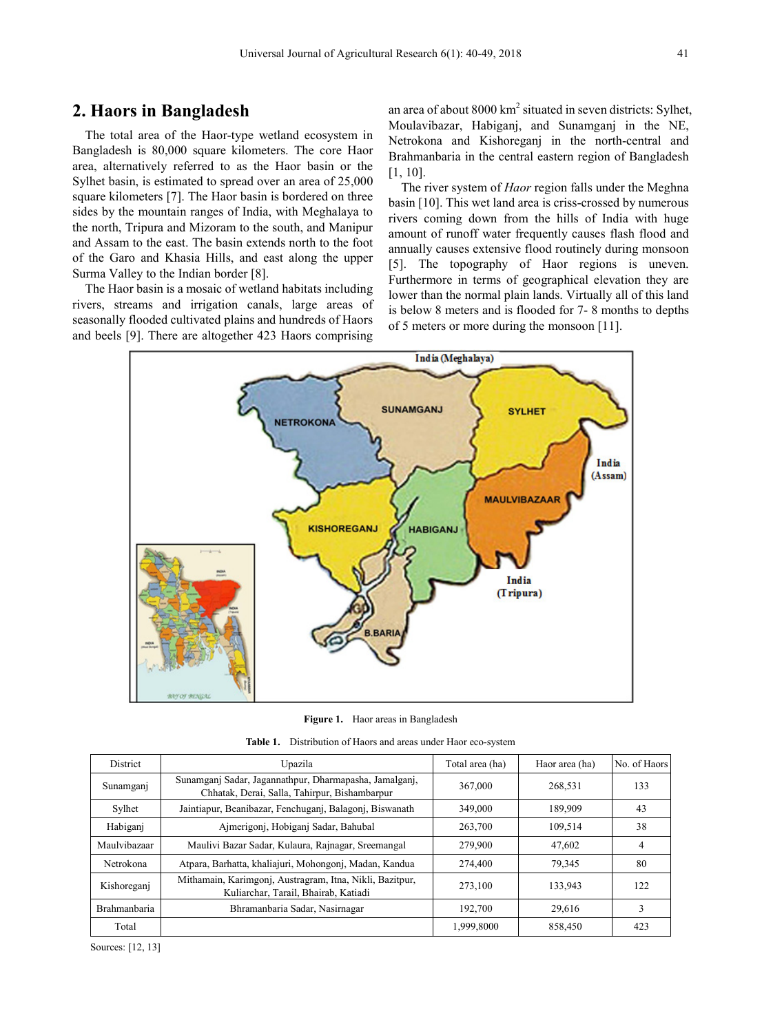## 2. Haors in Bangladesh

The total area of the Haor-type wetland ecosystem in Bangladesh is 80,000 square kilometers. The core Haor area, alternatively referred to as the Haor basin or the Sylhet basin, is estimated to spread over an area of 25,000 square kilometers [7]. The Haor basin is bordered on three sides by the mountain ranges of India, with Meghalaya to the north, Tripura and Mizoram to the south, and Manipur and Assam to the east. The basin extends north to the foot of the Garo and Khasia Hills, and east along the upper Surma Valley to the Indian border [8].

The Haor basin is a mosaic of wetland habitats including rivers, streams and irrigation canals, large areas of seasonally flooded cultivated plains and hundreds of Haors and beels [9]. There are altogether 423 Haors comprising an area of about 8000 km$^2$ situated in seven districts: Sylhet, Moulavibazar, Habiganj, and Sunamganj in the NE, Netrokona and Kishoreganj in the north-central and Brahmanbaria in the central eastern region of Bangladesh [1, 10].

The river system of *Haor* region falls under the Meghna basin [10]. This wet land area is criss-crossed by numerous rivers coming down from the hills of India with huge amount of runoff water frequently causes flash flood and annually causes extensive flood routinely during monsoon [5]. The topography of Haor regions is uneven. Furthermore in terms of geographical elevation they are lower than the normal plain lands. Virtually all of this land is below 8 meters and is flooded for 7- 8 months to depths of 5 meters or more during the monsoon [11].

India (Meghalaya)
NETROKONA
SUNAMGANJ
SYLHET
India (Assam)
MAULVIBAZAAR
KISHOREGANJ
HABIGANJ
India (Tripura)
B.BARIA

**Figure 1.** Haor areas in Bangladesh

**Table 1.** Distribution of Haors and areas under Haor eco-system

| District | Upazila | Total area (ha) | Haor area (ha) | No. of Haors |
|---|---|---|---|---|
| Sunamganj | Sunamganj Sadar, Jagannathpur, Dharmapasha, Jamalganj, Chhatak, Derai, Salla, Tahirpur, Bishambarpur | 367,000 | 268,531 | 133 |
| Sylhet | Jaintiapur, Beanibazar, Fenchuganj, Balagonj, Biswanath | 349,000 | 189,909 | 43 |
| Habiganj | Ajmerigonj, Hobiganj Sadar, Bahubal | 263,700 | 109,514 | 38 |
| Maulvibazaar | Maulivi Bazar Sadar, Kulaura, Rajnagar, Sreemangal | 279,900 | 47,602 | 4 |
| Netrokona | Atpara, Barhatta, khaliajuri, Mohongonj, Madan, Kandua | 274,400 | 79,345 | 80 |
| Kishoreganj | Mithamain, Karimgonj, Austragram, Itna, Nikli, Bazitpur, Kuliarchar, Tarail, Bhairab, Katiadi | 273,100 | 133,943 | 122 |
| Brahmanbaria | Bhramanbaria Sadar, Nasirnagar | 192,700 | 29,616 | 3 |
| Total | | 1,999,8000 | 858,450 | 423 |

Sources: [12, 13]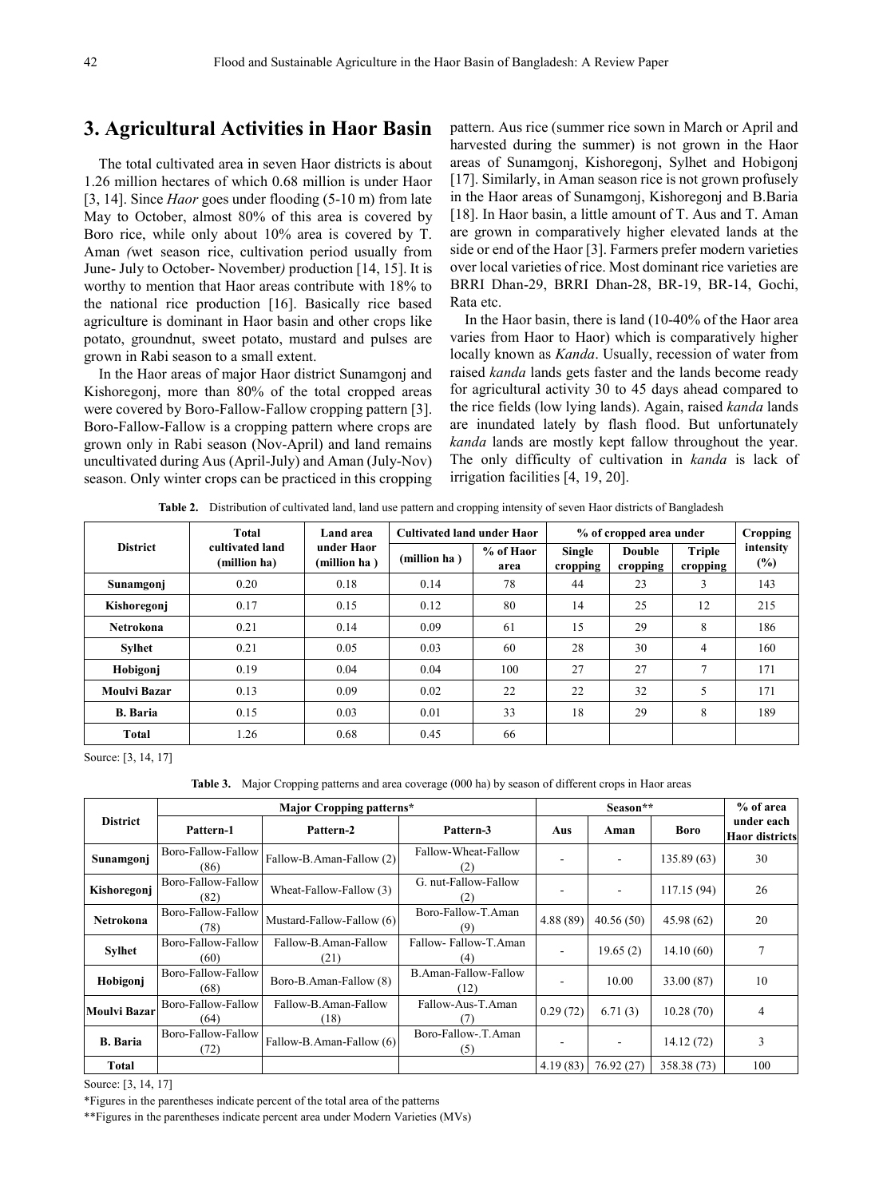## 3. Agricultural Activities in Haor Basin

The total cultivated area in seven Haor districts is about 1.26 million hectares of which 0.68 million is under Haor [3, 14]. Since *Haor* goes under flooding (5-10 m) from late May to October, almost 80% of this area is covered by Boro rice, while only about 10% area is covered by T. Aman *(*wet season rice, cultivation period usually from June- July to October- November*)* production [14, 15]. It is worthy to mention that Haor areas contribute with 18% to the national rice production [16]. Basically rice based agriculture is dominant in Haor basin and other crops like potato, groundnut, sweet potato, mustard and pulses are grown in Rabi season to a small extent.

In the Haor areas of major Haor district Sunamgonj and Kishoregonj, more than 80% of the total cropped areas were covered by Boro-Fallow-Fallow cropping pattern [3]. Boro-Fallow-Fallow is a cropping pattern where crops are grown only in Rabi season (Nov-April) and land remains uncultivated during Aus (April-July) and Aman (July-Nov) season. Only winter crops can be practiced in this cropping pattern. Aus rice (summer rice sown in March or April and harvested during the summer) is not grown in the Haor areas of Sunamgonj, Kishoregonj, Sylhet and Hobigonj [17]. Similarly, in Aman season rice is not grown profusely in the Haor areas of Sunamgonj, Kishoregonj and B.Baria [18]. In Haor basin, a little amount of T. Aus and T. Aman are grown in comparatively higher elevated lands at the side or end of the Haor [3]. Farmers prefer modern varieties over local varieties of rice. Most dominant rice varieties are BRRI Dhan-29, BRRI Dhan-28, BR-19, BR-14, Gochi, Rata etc.

In the Haor basin, there is land (10-40% of the Haor area varies from Haor to Haor) which is comparatively higher locally known as *Kanda*. Usually, recession of water from raised *kanda* lands gets faster and the lands become ready for agricultural activity 30 to 45 days ahead compared to the rice fields (low lying lands). Again, raised *kanda* lands are inundated lately by flash flood. But unfortunately *kanda* lands are mostly kept fallow throughout the year. The only difficulty of cultivation in *kanda* is lack of irrigation facilities [4, 19, 20].

**Table 2.** Distribution of cultivated land, land use pattern and cropping intensity of seven Haor districts of Bangladesh

| District | Total cultivated land (million ha) | Land area under Haor (million ha ) | Cultivated land under Haor | | % of cropped area under | | | Cropping intensity (%) |
|---|---|---|---|---|---|---|---|---|
| | | | (million ha ) | % of Haor area | Single cropping | Double cropping | Triple cropping | |
| **Sunamgonj** | 0.20 | 0.18 | 0.14 | 78 | 44 | 23 | 3 | 143 |
| **Kishoregonj** | 0.17 | 0.15 | 0.12 | 80 | 14 | 25 | 12 | 215 |
| **Netrokona** | 0.21 | 0.14 | 0.09 | 61 | 15 | 29 | 8 | 186 |
| **Sylhet** | 0.21 | 0.05 | 0.03 | 60 | 28 | 30 | 4 | 160 |
| **Hobigonj** | 0.19 | 0.04 | 0.04 | 100 | 27 | 27 | 7 | 171 |
| **Moulvi Bazar** | 0.13 | 0.09 | 0.02 | 22 | 22 | 32 | 5 | 171 |
| **B. Baria** | 0.15 | 0.03 | 0.01 | 33 | 18 | 29 | 8 | 189 |
| **Total** | 1.26 | 0.68 | 0.45 | 66 | | | | |

Source: [3, 14, 17]

**Table 3.** Major Cropping patterns and area coverage (000 ha) by season of different crops in Haor areas

| District | Major Cropping patterns* | | | Season** | | | % of area under each Haor districts |
|---|---|---|---|---|---|---|---|
| | Pattern-1 | Pattern-2 | Pattern-3 | Aus | Aman | Boro | |
| **Sunamgonj** | Boro-Fallow-Fallow (86) | Fallow-B.Aman-Fallow (2) | Fallow-Wheat-Fallow (2) | - | - | 135.89 (63) | 30 |
| **Kishoregonj** | Boro-Fallow-Fallow (82) | Wheat-Fallow-Fallow (3) | G. nut-Fallow-Fallow (2) | - | - | 117.15 (94) | 26 |
| **Netrokona** | Boro-Fallow-Fallow (78) | Mustard-Fallow-Fallow (6) | Boro-Fallow-T.Aman (9) | 4.88 (89) | 40.56 (50) | 45.98 (62) | 20 |
| **Sylhet** | Boro-Fallow-Fallow (60) | Fallow-B.Aman-Fallow (21) | Fallow- Fallow-T.Aman (4) | - | 19.65 (2) | 14.10 (60) | 7 |
| **Hobigonj** | Boro-Fallow-Fallow (68) | Boro-B.Aman-Fallow (8) | B.Aman-Fallow-Fallow (12) | - | 10.00 | 33.00 (87) | 10 |
| **Moulvi Bazar** | Boro-Fallow-Fallow (64) | Fallow-B.Aman-Fallow (18) | Fallow-Aus-T.Aman (7) | 0.29 (72) | 6.71 (3) | 10.28 (70) | 4 |
| **B. Baria** | Boro-Fallow-Fallow (72) | Fallow-B.Aman-Fallow (6) | Boro-Fallow-.T.Aman (5) | - | - | 14.12 (72) | 3 |
| **Total** | | | | 4.19 (83) | 76.92 (27) | 358.38 (73) | 100 |

Source: [3, 14, 17]

*Figures in the parentheses indicate percent of the total area of the patterns

**Figures in the parentheses indicate percent area under Modern Varieties (MVs)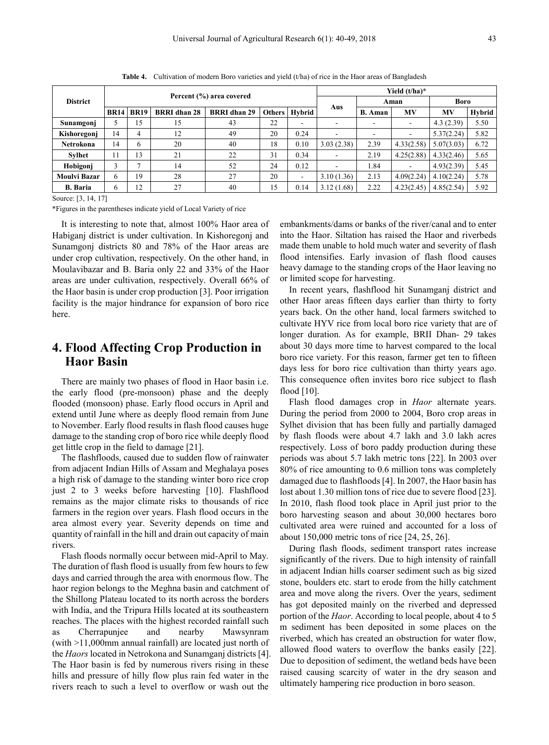**Table 4.** Cultivation of modern Boro varieties and yield (t/ha) of rice in the Haor areas of Bangladesh

| District | Percent (%) area covered | | | | | | Yield (t/ha)* | | | | |
|---|---|---|---|---|---|---|---|---|---|---|---|
| | | | | | | | Aus | Aman | | Boro | |
| | BR14 | BR19 | BRRI dhan 28 | BRRI dhan 29 | Others | Hybrid | | B. Aman | MV | MV | Hybrid |
| **Sunamgonj** | 5 | 15 | 15 | 43 | 22 | - | - | - | - | 4.3 (2.39) | 5.50 |
| **Kishoregonj** | 14 | 4 | 12 | 49 | 20 | 0.24 | - | - | - | 5.37(2.24) | 5.82 |
| **Netrokona** | 14 | 6 | 20 | 40 | 18 | 0.10 | 3.03 (2.38) | 2.39 | 4.33(2.58) | 5.07(3.03) | 6.72 |
| **Sylhet** | 11 | 13 | 21 | 22 | 31 | 0.34 | - | 2.19 | 4.25(2.88) | 4.33(2.46) | 5.65 |
| **Hobigonj** | 3 | 7 | 14 | 52 | 24 | 0.12 | - | 1.84 | - | 4.93(2.39) | 5.45 |
| **Moulvi Bazar** | 6 | 19 | 28 | 27 | 20 | - | 3.10 (1.36) | 2.13 | 4.09(2.24) | 4.10(2.24) | 5.78 |
| **B. Baria** | 6 | 12 | 27 | 40 | 15 | 0.14 | 3.12 (1.68) | 2.22 | 4.23(2.45) | 4.85(2.54) | 5.92 |

Source: [3, 14, 17]

*Figures in the parentheses indicate yield of Local Variety of rice

It is interesting to note that, almost 100% Haor area of Habiganj district is under cultivation. In Kishoregonj and Sunamgonj districts 80 and 78% of the Haor areas are under crop cultivation, respectively. On the other hand, in Moulavibazar and B. Baria only 22 and 33% of the Haor areas are under cultivation, respectively. Overall 66% of the Haor basin is under crop production [3]. Poor irrigation facility is the major hindrance for expansion of boro rice here.

## 4. Flood Affecting Crop Production in Haor Basin

There are mainly two phases of flood in Haor basin i.e. the early flood (pre-monsoon) phase and the deeply flooded (monsoon) phase. Early flood occurs in April and extend until June where as deeply flood remain from June to November. Early flood results in flash flood causes huge damage to the standing crop of boro rice while deeply flood get little crop in the field to damage [21].

The flashfloods, caused due to sudden flow of rainwater from adjacent Indian Hills of Assam and Meghalaya poses a high risk of damage to the standing winter boro rice crop just 2 to 3 weeks before harvesting [10]. Flashflood remains as the major climate risks to thousands of rice farmers in the region over years. Flash flood occurs in the area almost every year. Severity depends on time and quantity of rainfall in the hill and drain out capacity of main rivers.

Flash floods normally occur between mid-April to May. The duration of flash flood is usually from few hours to few days and carried through the area with enormous flow. The haor region belongs to the Meghna basin and catchment of the Shillong Plateau located to its north across the borders with India, and the Tripura Hills located at its southeastern reaches. The places with the highest recorded rainfall such as Cherrapunjee and nearby Mawsynram (with >11,000mm annual rainfall) are located just north of the *Haors* located in Netrokona and Sunamganj districts [4]. The Haor basin is fed by numerous rivers rising in these hills and pressure of hilly flow plus rain fed water in the rivers reach to such a level to overflow or wash out the embankments/dams or banks of the river/canal and to enter into the Haor. Siltation has raised the Haor and riverbeds made them unable to hold much water and severity of flash flood intensifies. Early invasion of flash flood causes heavy damage to the standing crops of the Haor leaving no or limited scope for harvesting.

In recent years, flashflood hit Sunamganj district and other Haor areas fifteen days earlier than thirty to forty years back. On the other hand, local farmers switched to cultivate HYV rice from local boro rice variety that are of longer duration. As for example, BRII Dhan- 29 takes about 30 days more time to harvest compared to the local boro rice variety. For this reason, farmer get ten to fifteen days less for boro rice cultivation than thirty years ago. This consequence often invites boro rice subject to flash flood [10].

Flash flood damages crop in *Haor* alternate years. During the period from 2000 to 2004, Boro crop areas in Sylhet division that has been fully and partially damaged by flash floods were about 4.7 lakh and 3.0 lakh acres respectively. Loss of boro paddy production during these periods was about 5.7 lakh metric tons [22]. In 2003 over 80% of rice amounting to 0.6 million tons was completely damaged due to flashfloods [4]. In 2007, the Haor basin has lost about 1.30 million tons of rice due to severe flood [23]. In 2010, flash flood took place in April just prior to the boro harvesting season and about 30,000 hectares boro cultivated area were ruined and accounted for a loss of about 150,000 metric tons of rice [24, 25, 26].

During flash floods, sediment transport rates increase significantly of the rivers. Due to high intensity of rainfall in adjacent Indian hills coarser sediment such as big sized stone, boulders etc. start to erode from the hilly catchment area and move along the rivers. Over the years, sediment has got deposited mainly on the riverbed and depressed portion of the *Haor*. According to local people, about 4 to 5 m sediment has been deposited in some places on the riverbed, which has created an obstruction for water flow, allowed flood waters to overflow the banks easily [22]. Due to deposition of sediment, the wetland beds have been raised causing scarcity of water in the dry season and ultimately hampering rice production in boro season.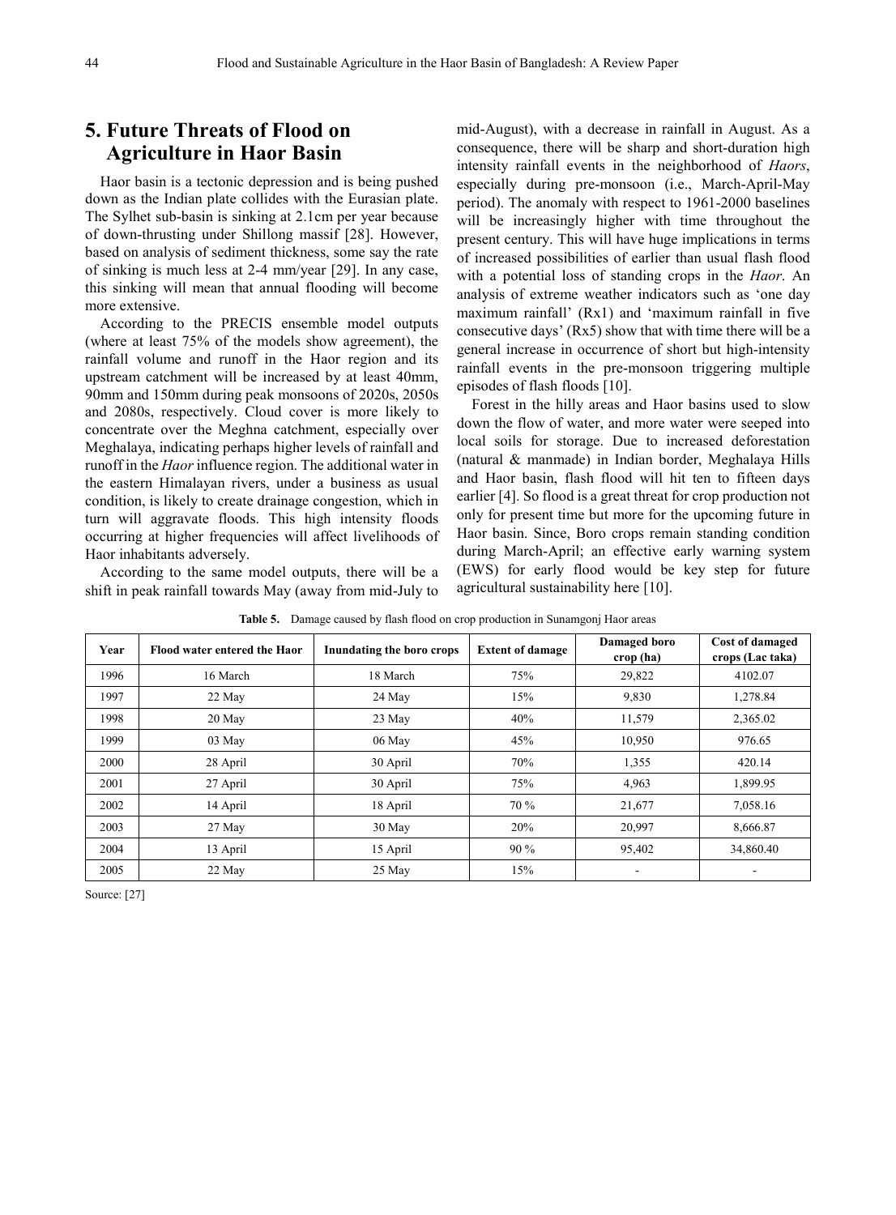## 5. Future Threats of Flood on Agriculture in Haor Basin

Haor basin is a tectonic depression and is being pushed down as the Indian plate collides with the Eurasian plate. The Sylhet sub-basin is sinking at 2.1cm per year because of down-thrusting under Shillong massif [28]. However, based on analysis of sediment thickness, some say the rate of sinking is much less at 2-4 mm/year [29]. In any case, this sinking will mean that annual flooding will become more extensive.

According to the PRECIS ensemble model outputs (where at least 75% of the models show agreement), the rainfall volume and runoff in the Haor region and its upstream catchment will be increased by at least 40mm, 90mm and 150mm during peak monsoons of 2020s, 2050s and 2080s, respectively. Cloud cover is more likely to concentrate over the Meghna catchment, especially over Meghalaya, indicating perhaps higher levels of rainfall and runoff in the *Haor* influence region. The additional water in the eastern Himalayan rivers, under a business as usual condition, is likely to create drainage congestion, which in turn will aggravate floods. This high intensity floods occurring at higher frequencies will affect livelihoods of Haor inhabitants adversely.

According to the same model outputs, there will be a shift in peak rainfall towards May (away from mid-July to mid-August), with a decrease in rainfall in August. As a consequence, there will be sharp and short-duration high intensity rainfall events in the neighborhood of *Haors*, especially during pre-monsoon (i.e., March-April-May period). The anomaly with respect to 1961-2000 baselines will be increasingly higher with time throughout the present century. This will have huge implications in terms of increased possibilities of earlier than usual flash flood with a potential loss of standing crops in the *Haor*. An analysis of extreme weather indicators such as 'one day maximum rainfall' (Rx1) and 'maximum rainfall in five consecutive days' (Rx5) show that with time there will be a general increase in occurrence of short but high-intensity rainfall events in the pre-monsoon triggering multiple episodes of flash floods [10].

Forest in the hilly areas and Haor basins used to slow down the flow of water, and more water were seeped into local soils for storage. Due to increased deforestation (natural & manmade) in Indian border, Meghalaya Hills and Haor basin, flash flood will hit ten to fifteen days earlier [4]. So flood is a great threat for crop production not only for present time but more for the upcoming future in Haor basin. Since, Boro crops remain standing condition during March-April; an effective early warning system (EWS) for early flood would be key step for future agricultural sustainability here [10].

**Table 5.** Damage caused by flash flood on crop production in Sunamgonj Haor areas

| Year | Flood water entered the Haor | Inundating the boro crops | Extent of damage | Damaged boro crop (ha) | Cost of damaged crops (Lac taka) |
|---|---|---|---|---|---|
| 1996 | 16 March | 18 March | 75% | 29,822 | 4102.07 |
| 1997 | 22 May | 24 May | 15% | 9,830 | 1,278.84 |
| 1998 | 20 May | 23 May | 40% | 11,579 | 2,365.02 |
| 1999 | 03 May | 06 May | 45% | 10,950 | 976.65 |
| 2000 | 28 April | 30 April | 70% | 1,355 | 420.14 |
| 2001 | 27 April | 30 April | 75% | 4,963 | 1,899.95 |
| 2002 | 14 April | 18 April | 70 % | 21,677 | 7,058.16 |
| 2003 | 27 May | 30 May | 20% | 20,997 | 8,666.87 |
| 2004 | 13 April | 15 April | 90 % | 95,402 | 34,860.40 |
| 2005 | 22 May | 25 May | 15% | - | - |

Source: [27]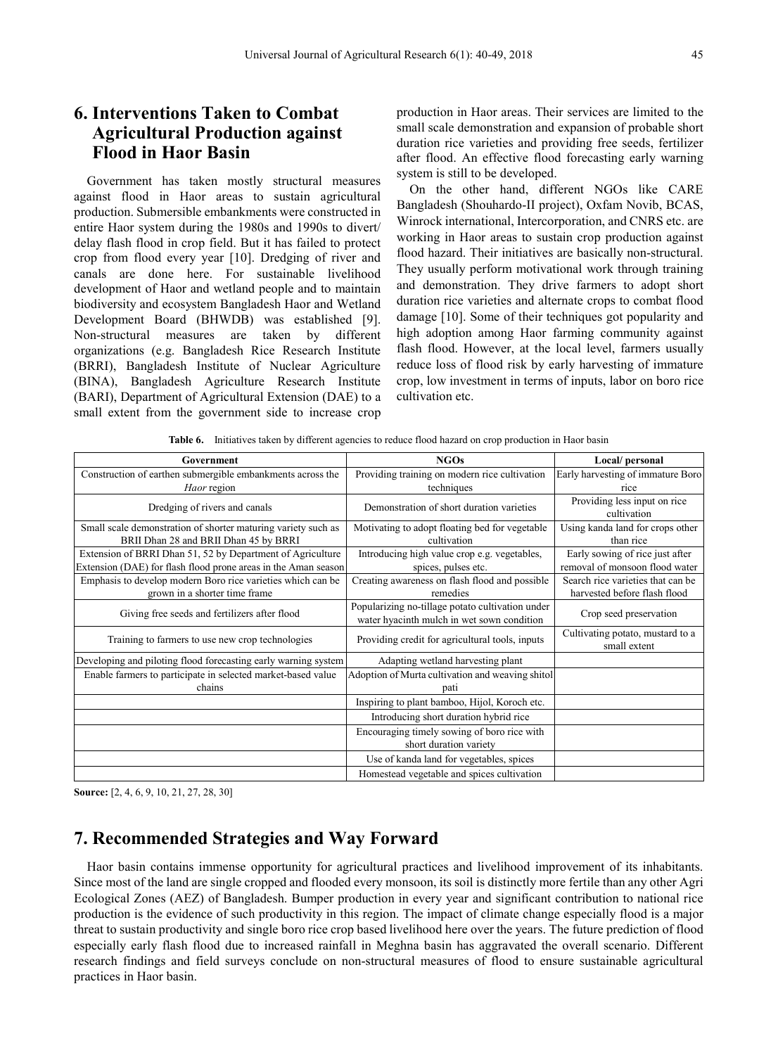## 6. Interventions Taken to Combat Agricultural Production against Flood in Haor Basin

Government has taken mostly structural measures against flood in Haor areas to sustain agricultural production. Submersible embankments were constructed in entire Haor system during the 1980s and 1990s to divert/ delay flash flood in crop field. But it has failed to protect crop from flood every year [10]. Dredging of river and canals are done here. For sustainable livelihood development of Haor and wetland people and to maintain biodiversity and ecosystem Bangladesh Haor and Wetland Development Board (BHWDB) was established [9]. Non-structural measures are taken by different organizations (e.g. Bangladesh Rice Research Institute (BRRI), Bangladesh Institute of Nuclear Agriculture (BINA), Bangladesh Agriculture Research Institute (BARI), Department of Agricultural Extension (DAE) to a small extent from the government side to increase crop production in Haor areas. Their services are limited to the small scale demonstration and expansion of probable short duration rice varieties and providing free seeds, fertilizer after flood. An effective flood forecasting early warning system is still to be developed.

On the other hand, different NGOs like CARE Bangladesh (Shouhardo-II project), Oxfam Novib, BCAS, Winrock international, Intercorporation, and CNRS etc. are working in Haor areas to sustain crop production against flood hazard. Their initiatives are basically non-structural. They usually perform motivational work through training and demonstration. They drive farmers to adopt short duration rice varieties and alternate crops to combat flood damage [10]. Some of their techniques got popularity and high adoption among Haor farming community against flash flood. However, at the local level, farmers usually reduce loss of flood risk by early harvesting of immature crop, low investment in terms of inputs, labor on boro rice cultivation etc.

**Table 6.** Initiatives taken by different agencies to reduce flood hazard on crop production in Haor basin

| Government | NGOs | Local/ personal |
|---|---|---|
| Construction of earthen submergible embankments across the *Haor* region | Providing training on modern rice cultivation techniques | Early harvesting of immature Boro rice |
| Dredging of rivers and canals | Demonstration of short duration varieties | Providing less input on rice cultivation |
| Small scale demonstration of shorter maturing variety such as BRII Dhan 28 and BRII Dhan 45 by BRRI | Motivating to adopt floating bed for vegetable cultivation | Using kanda land for crops other than rice |
| Extension of BRRI Dhan 51, 52 by Department of Agriculture Extension (DAE) for flash flood prone areas in the Aman season | Introducing high value crop e.g. vegetables, spices, pulses etc. | Early sowing of rice just after removal of monsoon flood water |
| Emphasis to develop modern Boro rice varieties which can be grown in a shorter time frame | Creating awareness on flash flood and possible remedies | Search rice varieties that can be harvested before flash flood |
| Giving free seeds and fertilizers after flood | Popularizing no-tillage potato cultivation under water hyacinth mulch in wet sown condition | Crop seed preservation |
| Training to farmers to use new crop technologies | Providing credit for agricultural tools, inputs | Cultivating potato, mustard to a small extent |
| Developing and piloting flood forecasting early warning system | Adapting wetland harvesting plant | |
| Enable farmers to participate in selected market-based value chains | Adoption of Murta cultivation and weaving shitol pati | |
| | Inspiring to plant bamboo, Hijol, Koroch etc. | |
| | Introducing short duration hybrid rice | |
| | Encouraging timely sowing of boro rice with short duration variety | |
| | Use of kanda land for vegetables, spices | |
| | Homestead vegetable and spices cultivation | |

**Source:** [2, 4, 6, 9, 10, 21, 27, 28, 30]

## 7. Recommended Strategies and Way Forward

Haor basin contains immense opportunity for agricultural practices and livelihood improvement of its inhabitants. Since most of the land are single cropped and flooded every monsoon, its soil is distinctly more fertile than any other Agri Ecological Zones (AEZ) of Bangladesh. Bumper production in every year and significant contribution to national rice production is the evidence of such productivity in this region. The impact of climate change especially flood is a major threat to sustain productivity and single boro rice crop based livelihood here over the years. The future prediction of flood especially early flash flood due to increased rainfall in Meghna basin has aggravated the overall scenario. Different research findings and field surveys conclude on non-structural measures of flood to ensure sustainable agricultural practices in Haor basin.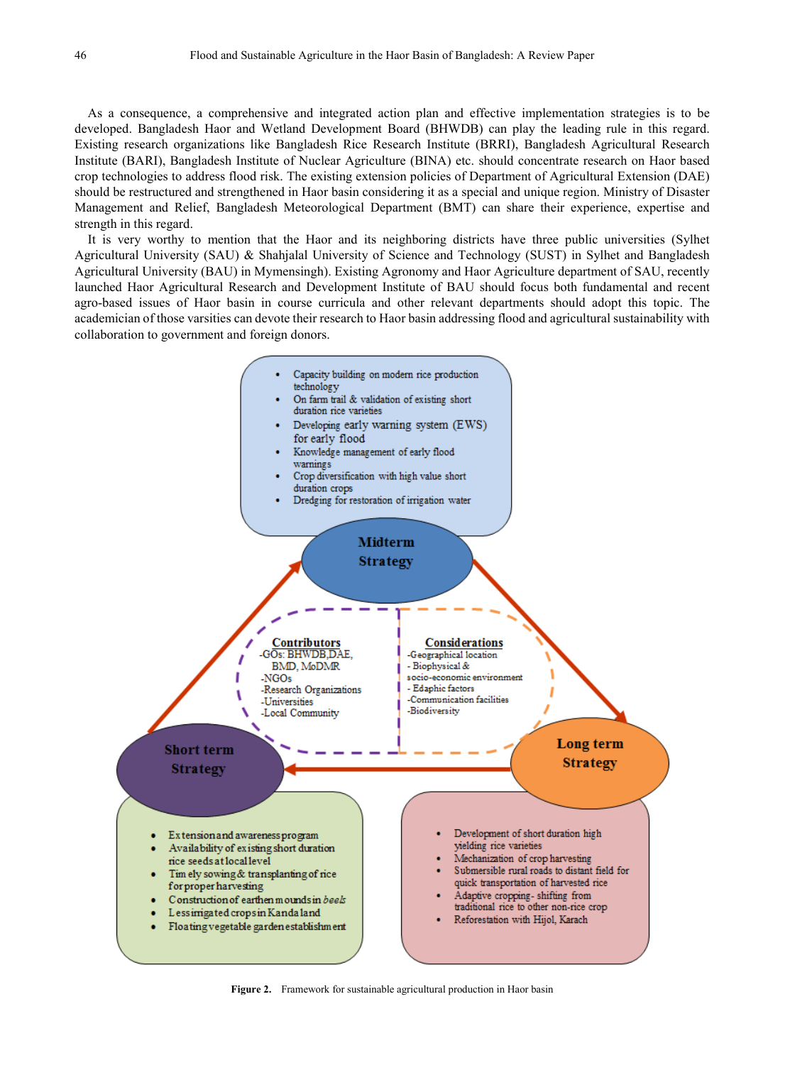As a consequence, a comprehensive and integrated action plan and effective implementation strategies is to be developed. Bangladesh Haor and Wetland Development Board (BHWDB) can play the leading rule in this regard. Existing research organizations like Bangladesh Rice Research Institute (BRRI), Bangladesh Agricultural Research Institute (BARI), Bangladesh Institute of Nuclear Agriculture (BINA) etc. should concentrate research on Haor based crop technologies to address flood risk. The existing extension policies of Department of Agricultural Extension (DAE) should be restructured and strengthened in Haor basin considering it as a special and unique region. Ministry of Disaster Management and Relief, Bangladesh Meteorological Department (BMT) can share their experience, expertise and strength in this regard.

It is very worthy to mention that the Haor and its neighboring districts have three public universities (Sylhet Agricultural University (SAU) & Shahjalal University of Science and Technology (SUST) in Sylhet and Bangladesh Agricultural University (BAU) in Mymensingh). Existing Agronomy and Haor Agriculture department of SAU, recently launched Haor Agricultural Research and Development Institute of BAU should focus both fundamental and recent agro-based issues of Haor basin in course curricula and other relevant departments should adopt this topic. The academician of those varsities can devote their research to Haor basin addressing flood and agricultural sustainability with collaboration to government and foreign donors.

- Capacity building on modern rice production technology
- On farm trail & validation of existing short duration rice varieties
- Developing early warning system (EWS) for early flood
- Knowledge management of early flood warnings
- Crop diversification with high value short duration crops
- Dredging for restoration of irrigation water

Midterm Strategy

Contributors
-GOs: BHWDB,DAE, BMD, MoDMR
-NGOs
-Research Organizations
-Universities
-Local Community

Considerations
-Geographical location
- Biophysical & socio-economic environment
- Edaphic factors
-Communication facilities
-Biodiversity

Short term Strategy

Long term Strategy

- Extension and awareness program
- Availability of existing short duration rice seeds at local level
- Timely sowing & transplanting of rice for proper harvesting
- Construction of earthen mounds in *beels*
- Less irrigated crops in Kanda land
- Floating vegetable garden establishment

- Development of short duration high yielding rice varieties
- Mechanization of crop harvesting
- Submersible rural roads to distant field for quick transportation of harvested rice
- Adaptive cropping- shifting from traditional rice to other non-rice crop
- Reforestation with Hijol, Karach

**Figure 2.** Framework for sustainable agricultural production in Haor basin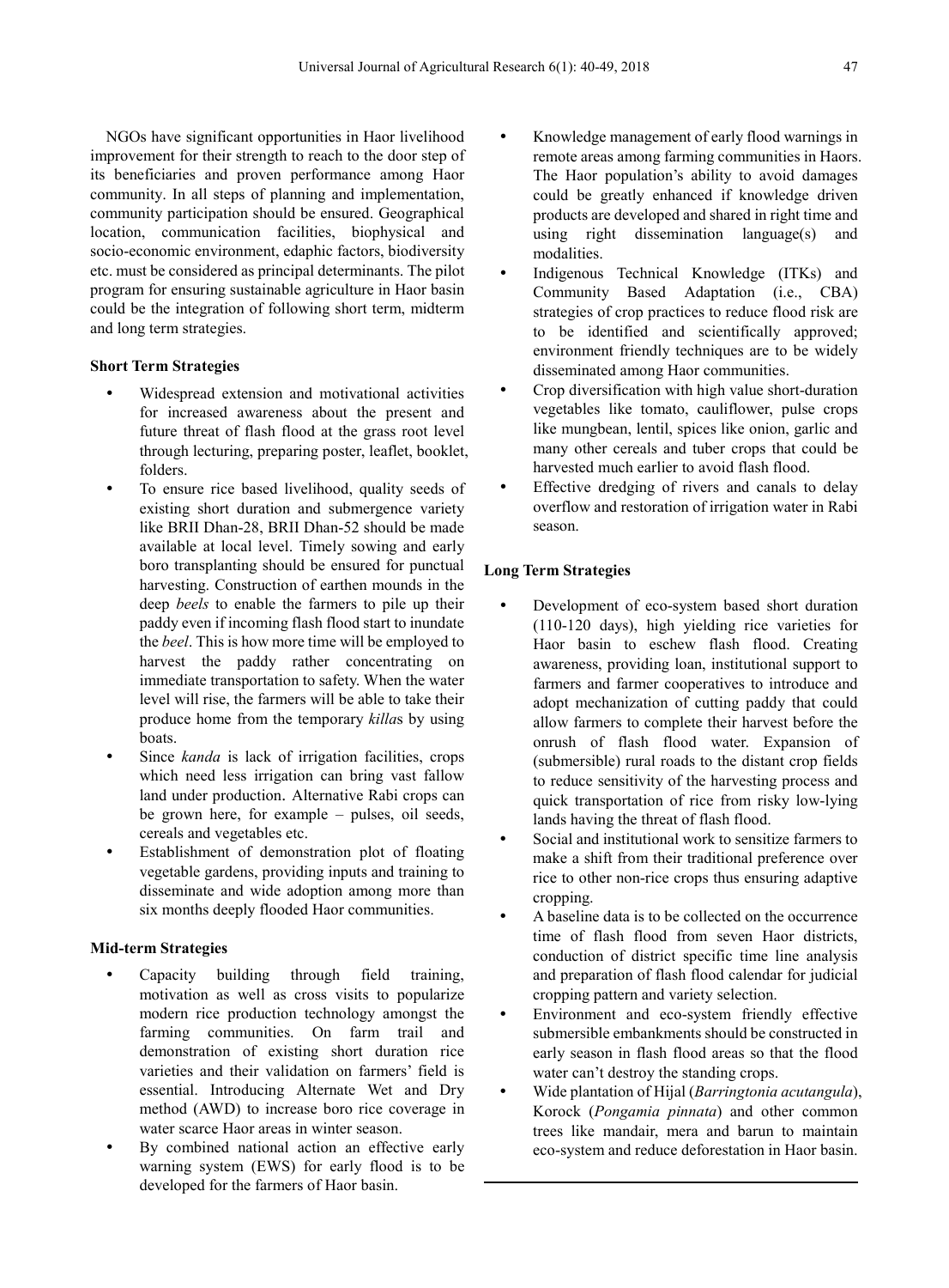NGOs have significant opportunities in Haor livelihood improvement for their strength to reach to the door step of its beneficiaries and proven performance among Haor community. In all steps of planning and implementation, community participation should be ensured. Geographical location, communication facilities, biophysical and socio-economic environment, edaphic factors, biodiversity etc. must be considered as principal determinants. The pilot program for ensuring sustainable agriculture in Haor basin could be the integration of following short term, midterm and long term strategies.

**Short Term Strategies**

- Widespread extension and motivational activities for increased awareness about the present and future threat of flash flood at the grass root level through lecturing, preparing poster, leaflet, booklet, folders.
- To ensure rice based livelihood, quality seeds of existing short duration and submergence variety like BRII Dhan-28, BRII Dhan-52 should be made available at local level. Timely sowing and early boro transplanting should be ensured for punctual harvesting. Construction of earthen mounds in the deep *beels* to enable the farmers to pile up their paddy even if incoming flash flood start to inundate the *beel*. This is how more time will be employed to harvest the paddy rather concentrating on immediate transportation to safety. When the water level will rise, the farmers will be able to take their produce home from the temporary *killa*s by using boats.
- Since *kanda* is lack of irrigation facilities, crops which need less irrigation can bring vast fallow land under production. Alternative Rabi crops can be grown here, for example – pulses, oil seeds, cereals and vegetables etc.
- Establishment of demonstration plot of floating vegetable gardens, providing inputs and training to disseminate and wide adoption among more than six months deeply flooded Haor communities.

**Mid-term Strategies**

- Capacity building through field training, motivation as well as cross visits to popularize modern rice production technology amongst the farming communities. On farm trail and demonstration of existing short duration rice varieties and their validation on farmers' field is essential. Introducing Alternate Wet and Dry method (AWD) to increase boro rice coverage in water scarce Haor areas in winter season.
- By combined national action an effective early warning system (EWS) for early flood is to be developed for the farmers of Haor basin.
- Knowledge management of early flood warnings in remote areas among farming communities in Haors. The Haor population's ability to avoid damages could be greatly enhanced if knowledge driven products are developed and shared in right time and using right dissemination language(s) and modalities.
- Indigenous Technical Knowledge (ITKs) and Community Based Adaptation (i.e., CBA) strategies of crop practices to reduce flood risk are to be identified and scientifically approved; environment friendly techniques are to be widely disseminated among Haor communities.
- Crop diversification with high value short-duration vegetables like tomato, cauliflower, pulse crops like mungbean, lentil, spices like onion, garlic and many other cereals and tuber crops that could be harvested much earlier to avoid flash flood.
- Effective dredging of rivers and canals to delay overflow and restoration of irrigation water in Rabi season.

**Long Term Strategies**

- Development of eco-system based short duration (110-120 days), high yielding rice varieties for Haor basin to eschew flash flood. Creating awareness, providing loan, institutional support to farmers and farmer cooperatives to introduce and adopt mechanization of cutting paddy that could allow farmers to complete their harvest before the onrush of flash flood water. Expansion of (submersible) rural roads to the distant crop fields to reduce sensitivity of the harvesting process and quick transportation of rice from risky low-lying lands having the threat of flash flood.
- Social and institutional work to sensitize farmers to make a shift from their traditional preference over rice to other non-rice crops thus ensuring adaptive cropping.
- A baseline data is to be collected on the occurrence time of flash flood from seven Haor districts, conduction of district specific time line analysis and preparation of flash flood calendar for judicial cropping pattern and variety selection.
- Environment and eco-system friendly effective submersible embankments should be constructed in early season in flash flood areas so that the flood water can't destroy the standing crops.
- Wide plantation of Hijal (*Barringtonia acutangula*), Korock (*Pongamia pinnata*) and other common trees like mandair, mera and barun to maintain eco-system and reduce deforestation in Haor basin.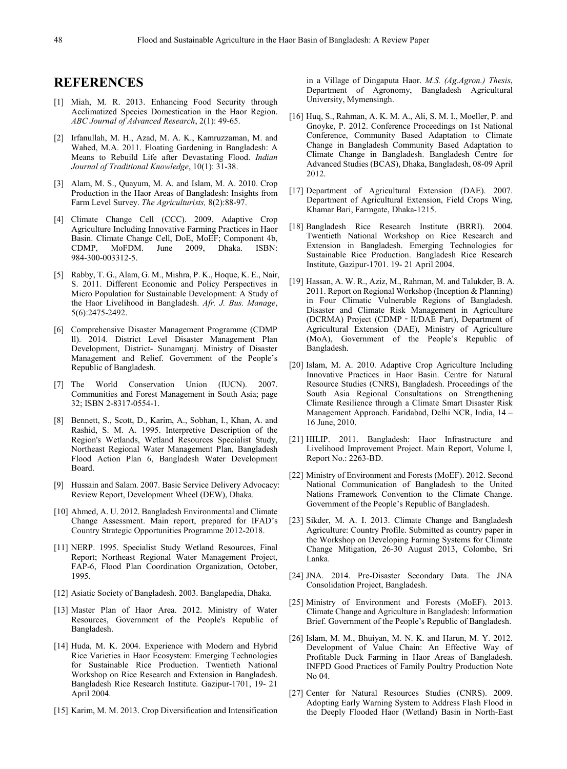## REFERENCES

[1] Miah, M. R. 2013. Enhancing Food Security through Acclimatized Species Domestication in the Haor Region. *ABC Journal of Advanced Research*, 2(1): 49-65.

[2] Irfanullah, M. H., Azad, M. A. K., Kamruzzaman, M. and Wahed, M.A. 2011. Floating Gardening in Bangladesh: A Means to Rebuild Life after Devastating Flood. *Indian Journal of Traditional Knowledge*, 10(1): 31-38.

[3] Alam, M. S., Quayum, M. A. and Islam, M. A. 2010. Crop Production in the Haor Areas of Bangladesh: Insights from Farm Level Survey. *The Agriculturists,* 8(2):88-97.

[4] Climate Change Cell (CCC). 2009. Adaptive Crop Agriculture Including Innovative Farming Practices in Haor Basin. Climate Change Cell, DoE, MoEF; Component 4b, CDMP, MoFDM. June 2009, Dhaka. ISBN: 984-300-003312-5.

[5] Rabby, T. G., Alam, G. M., Mishra, P. K., Hoque, K. E., Nair, S. 2011. Different Economic and Policy Perspectives in Micro Population for Sustainable Development: A Study of the Haor Livelihood in Bangladesh. *Afr. J. Bus. Manage*, 5(6):2475-2492.

[6] Comprehensive Disaster Management Programme (CDMP ll). 2014. District Level Disaster Management Plan Development, District- Sunamganj. Ministry of Disaster Management and Relief. Government of the People's Republic of Bangladesh.

[7] The World Conservation Union (IUCN). 2007. Communities and Forest Management in South Asia; page 32; ISBN 2-8317-0554-1.

[8] Bennett, S., Scott, D., Karim, A., Sobhan, I., Khan, A. and Rashid, S. M. A. 1995. Interpretive Description of the Region's Wetlands, Wetland Resources Specialist Study, Northeast Regional Water Management Plan, Bangladesh Flood Action Plan 6, Bangladesh Water Development Board.

[9] Hussain and Salam. 2007. Basic Service Delivery Advocacy: Review Report, Development Wheel (DEW), Dhaka.

[10] Ahmed, A. U. 2012. Bangladesh Environmental and Climate Change Assessment. Main report, prepared for IFAD's Country Strategic Opportunities Programme 2012-2018.

[11] NERP. 1995. Specialist Study Wetland Resources, Final Report; Northeast Regional Water Management Project, FAP-6, Flood Plan Coordination Organization, October, 1995.

[12] Asiatic Society of Bangladesh. 2003. Banglapedia, Dhaka.

[13] Master Plan of Haor Area. 2012. Ministry of Water Resources, Government of the People's Republic of Bangladesh.

[14] Huda, M. K. 2004. Experience with Modern and Hybrid Rice Varieties in Haor Ecosystem: Emerging Technologies for Sustainable Rice Production. Twentieth National Workshop on Rice Research and Extension in Bangladesh. Bangladesh Rice Research Institute. Gazipur-1701, 19- 21 April 2004.

[15] Karim, M. M. 2013. Crop Diversification and Intensification in a Village of Dingaputa Haor. *M.S. (Ag.Agron.) Thesis*, Department of Agronomy, Bangladesh Agricultural University, Mymensingh.

[16] Huq, S., Rahman, A. K. M. A., Ali, S. M. I., Moeller, P. and Gnoyke, P. 2012. Conference Proceedings on 1st National Conference, Community Based Adaptation to Climate Change in Bangladesh Community Based Adaptation to Climate Change in Bangladesh. Bangladesh Centre for Advanced Studies (BCAS), Dhaka, Bangladesh, 08-09 April 2012.

[17] Department of Agricultural Extension (DAE). 2007. Department of Agricultural Extension, Field Crops Wing, Khamar Bari, Farmgate, Dhaka-1215.

[18] Bangladesh Rice Research Institute (BRRI). 2004. Twentieth National Workshop on Rice Research and Extension in Bangladesh. Emerging Technologies for Sustainable Rice Production. Bangladesh Rice Research Institute, Gazipur-1701. 19- 21 April 2004.

[19] Hassan, A. W. R., Aziz, M., Rahman, M. and Talukder, B. A. 2011. Report on Regional Workshop (Inception & Planning) in Four Climatic Vulnerable Regions of Bangladesh. Disaster and Climate Risk Management in Agriculture (DCRMA) Project (CDMP - II/DAE Part), Department of Agricultural Extension (DAE), Ministry of Agriculture (MoA), Government of the People's Republic of Bangladesh.

[20] Islam, M. A. 2010. Adaptive Crop Agriculture Including Innovative Practices in Haor Basin. Centre for Natural Resource Studies (CNRS), Bangladesh. Proceedings of the South Asia Regional Consultations on Strengthening Climate Resilience through a Climate Smart Disaster Risk Management Approach. Faridabad, Delhi NCR, India, 14 – 16 June, 2010.

[21] HILIP. 2011. Bangladesh: Haor Infrastructure and Livelihood Improvement Project. Main Report, Volume I, Report No.: 2263-BD.

[22] Ministry of Environment and Forests (MoEF). 2012. Second National Communication of Bangladesh to the United Nations Framework Convention to the Climate Change. Government of the People's Republic of Bangladesh.

[23] Sikder, M. A. I. 2013. Climate Change and Bangladesh Agriculture: Country Profile. Submitted as country paper in the Workshop on Developing Farming Systems for Climate Change Mitigation, 26-30 August 2013, Colombo, Sri Lanka.

[24] JNA. 2014. Pre-Disaster Secondary Data. The JNA Consolidation Project, Bangladesh.

[25] Ministry of Environment and Forests (MoEF). 2013. Climate Change and Agriculture in Bangladesh: Information Brief. Government of the People's Republic of Bangladesh.

[26] Islam, M. M., Bhuiyan, M. N. K. and Harun, M. Y. 2012. Development of Value Chain: An Effective Way of Profitable Duck Farming in Haor Areas of Bangladesh. INFPD Good Practices of Family Poultry Production Note No 04.

[27] Center for Natural Resources Studies (CNRS). 2009. Adopting Early Warning System to Address Flash Flood in the Deeply Flooded Haor (Wetland) Basin in North-East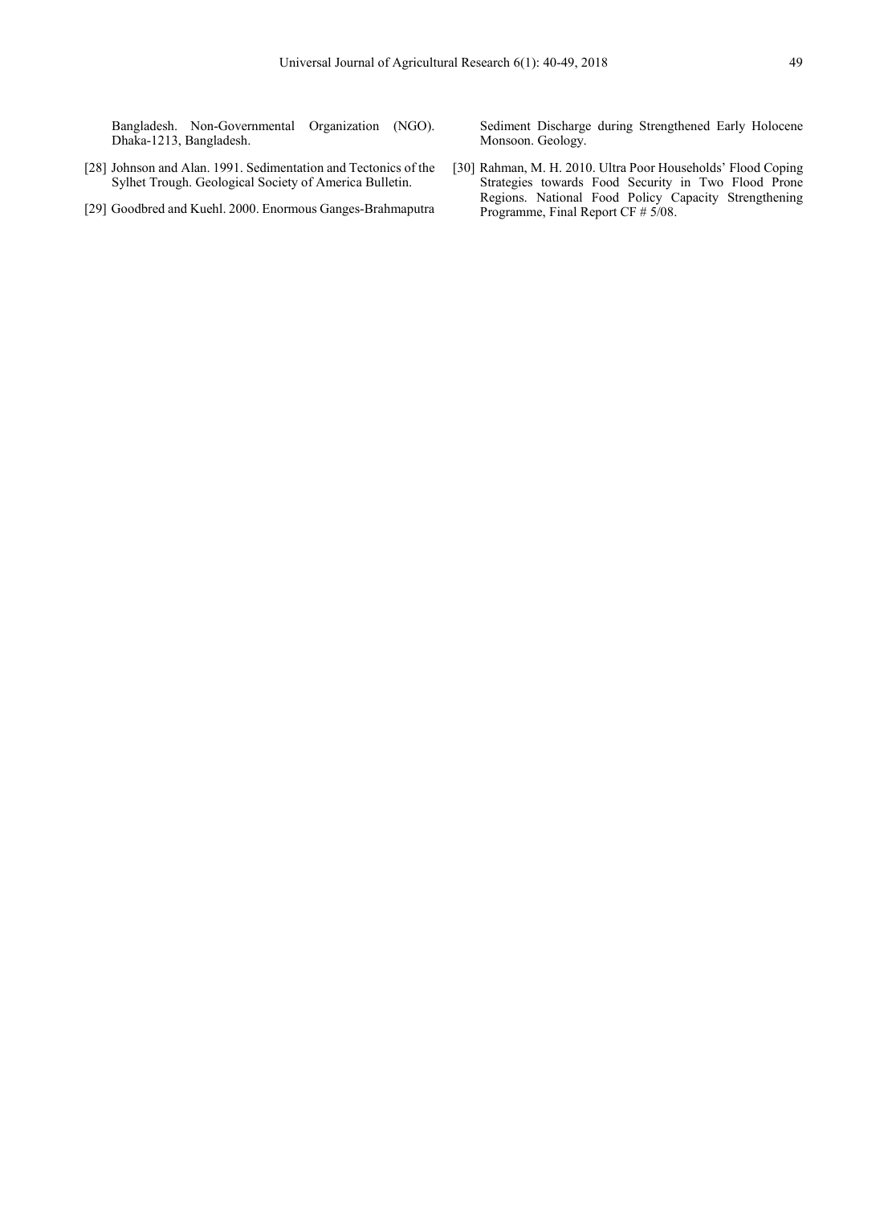Bangladesh. Non-Governmental Organization (NGO). Dhaka-1213, Bangladesh.

[28] Johnson and Alan. 1991. Sedimentation and Tectonics of the Sylhet Trough. Geological Society of America Bulletin.

[29] Goodbred and Kuehl. 2000. Enormous Ganges-Brahmaputra Sediment Discharge during Strengthened Early Holocene Monsoon. Geology.

[30] Rahman, M. H. 2010. Ultra Poor Households' Flood Coping Strategies towards Food Security in Two Flood Prone Regions. National Food Policy Capacity Strengthening Programme, Final Report CF # 5/08.